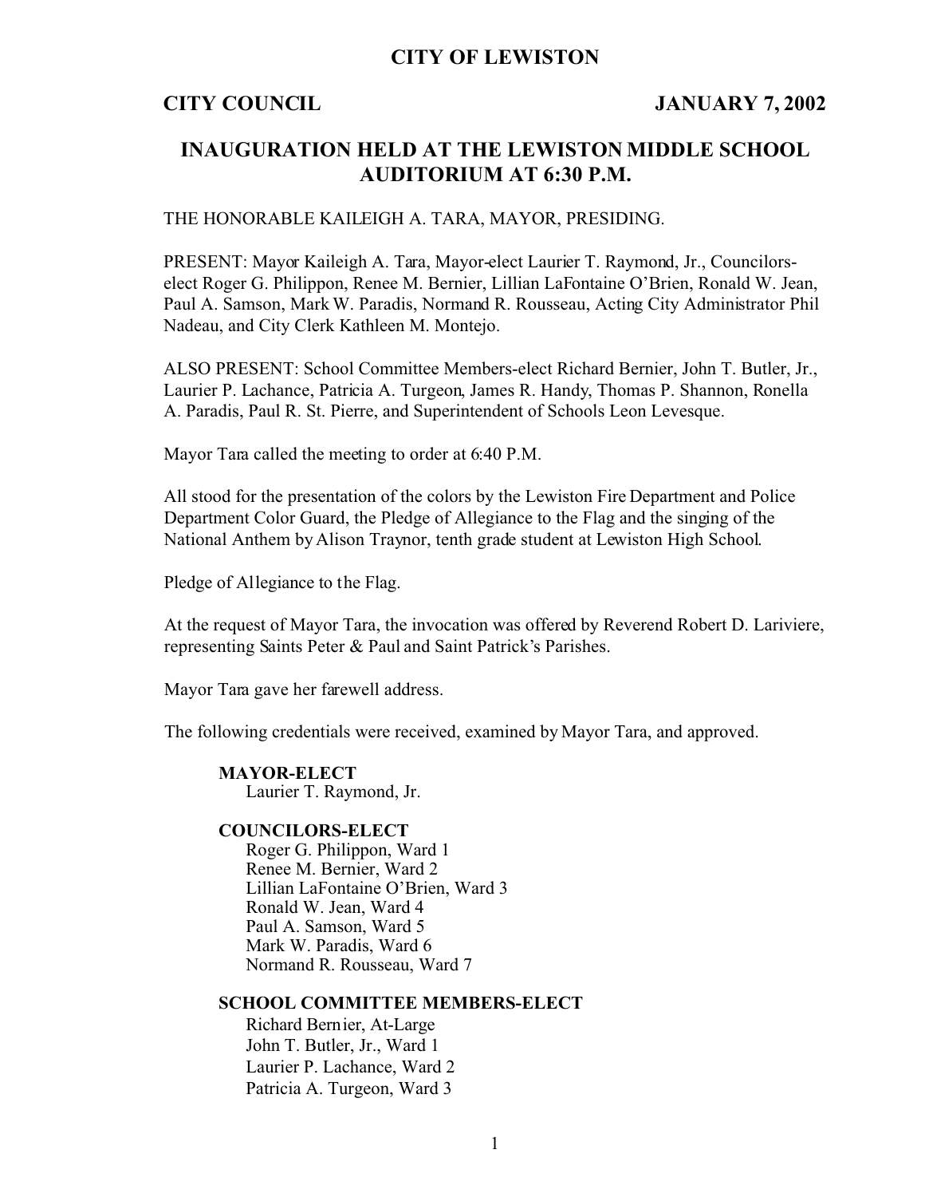# CITY OF LEWISTON

**CITY COUNCIL** **JANUARY 7, 2002**

## INAUGURATION HELD AT THE LEWISTON MIDDLE SCHOOL AUDITORIUM AT 6:30 P.M.

THE HONORABLE KAILEIGH A. TARA, MAYOR, PRESIDING.

PRESENT: Mayor Kaileigh A. Tara, Mayor-elect Laurier T. Raymond, Jr., Councilors-elect Roger G. Philippon, Renee M. Bernier, Lillian LaFontaine O'Brien, Ronald W. Jean, Paul A. Samson, Mark W. Paradis, Normand R. Rousseau, Acting City Administrator Phil Nadeau, and City Clerk Kathleen M. Montejo.

ALSO PRESENT: School Committee Members-elect Richard Bernier, John T. Butler, Jr., Laurier P. Lachance, Patricia A. Turgeon, James R. Handy, Thomas P. Shannon, Ronella A. Paradis, Paul R. St. Pierre, and Superintendent of Schools Leon Levesque.

Mayor Tara called the meeting to order at 6:40 P.M.

All stood for the presentation of the colors by the Lewiston Fire Department and Police Department Color Guard, the Pledge of Allegiance to the Flag and the singing of the National Anthem by Alison Traynor, tenth grade student at Lewiston High School.

Pledge of Allegiance to the Flag.

At the request of Mayor Tara, the invocation was offered by Reverend Robert D. Lariviere, representing Saints Peter & Paul and Saint Patrick's Parishes.

Mayor Tara gave her farewell address.

The following credentials were received, examined by Mayor Tara, and approved.

**MAYOR-ELECT**
Laurier T. Raymond, Jr.

**COUNCILORS-ELECT**
Roger G. Philippon, Ward 1
Renee M. Bernier, Ward 2
Lillian LaFontaine O'Brien, Ward 3
Ronald W. Jean, Ward 4
Paul A. Samson, Ward 5
Mark W. Paradis, Ward 6
Normand R. Rousseau, Ward 7

**SCHOOL COMMITTEE MEMBERS-ELECT**
Richard Bernier, At-Large
John T. Butler, Jr., Ward 1
Laurier P. Lachance, Ward 2
Patricia A. Turgeon, Ward 3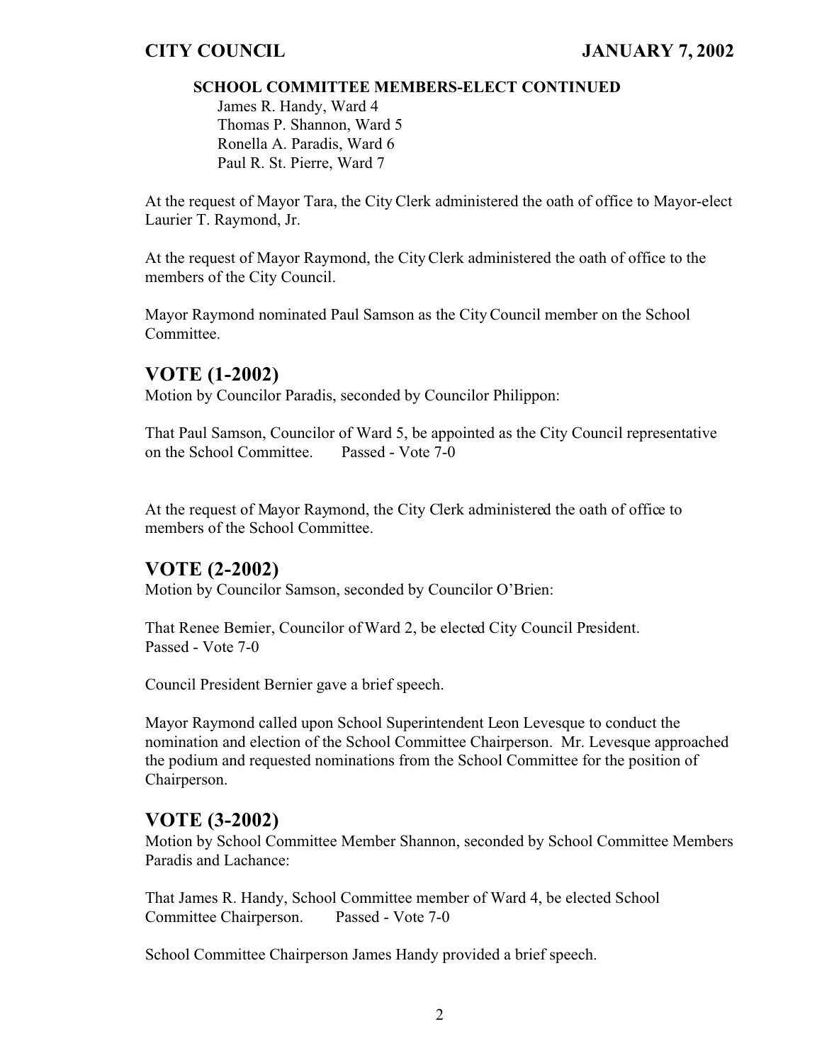**SCHOOL COMMITTEE MEMBERS-ELECT CONTINUED**

James R. Handy, Ward 4
Thomas P. Shannon, Ward 5
Ronella A. Paradis, Ward 6
Paul R. St. Pierre, Ward 7

At the request of Mayor Tara, the City Clerk administered the oath of office to Mayor-elect Laurier T. Raymond, Jr.

At the request of Mayor Raymond, the City Clerk administered the oath of office to the members of the City Council.

Mayor Raymond nominated Paul Samson as the City Council member on the School Committee.

## VOTE (1-2002)

Motion by Councilor Paradis, seconded by Councilor Philippon:

That Paul Samson, Councilor of Ward 5, be appointed as the City Council representative on the School Committee. Passed - Vote 7-0

At the request of Mayor Raymond, the City Clerk administered the oath of office to members of the School Committee.

## VOTE (2-2002)

Motion by Councilor Samson, seconded by Councilor O'Brien:

That Renee Bernier, Councilor of Ward 2, be elected City Council President.
Passed - Vote 7-0

Council President Bernier gave a brief speech.

Mayor Raymond called upon School Superintendent Leon Levesque to conduct the nomination and election of the School Committee Chairperson. Mr. Levesque approached the podium and requested nominations from the School Committee for the position of Chairperson.

## VOTE (3-2002)

Motion by School Committee Member Shannon, seconded by School Committee Members Paradis and Lachance:

That James R. Handy, School Committee member of Ward 4, be elected School Committee Chairperson. Passed - Vote 7-0

School Committee Chairperson James Handy provided a brief speech.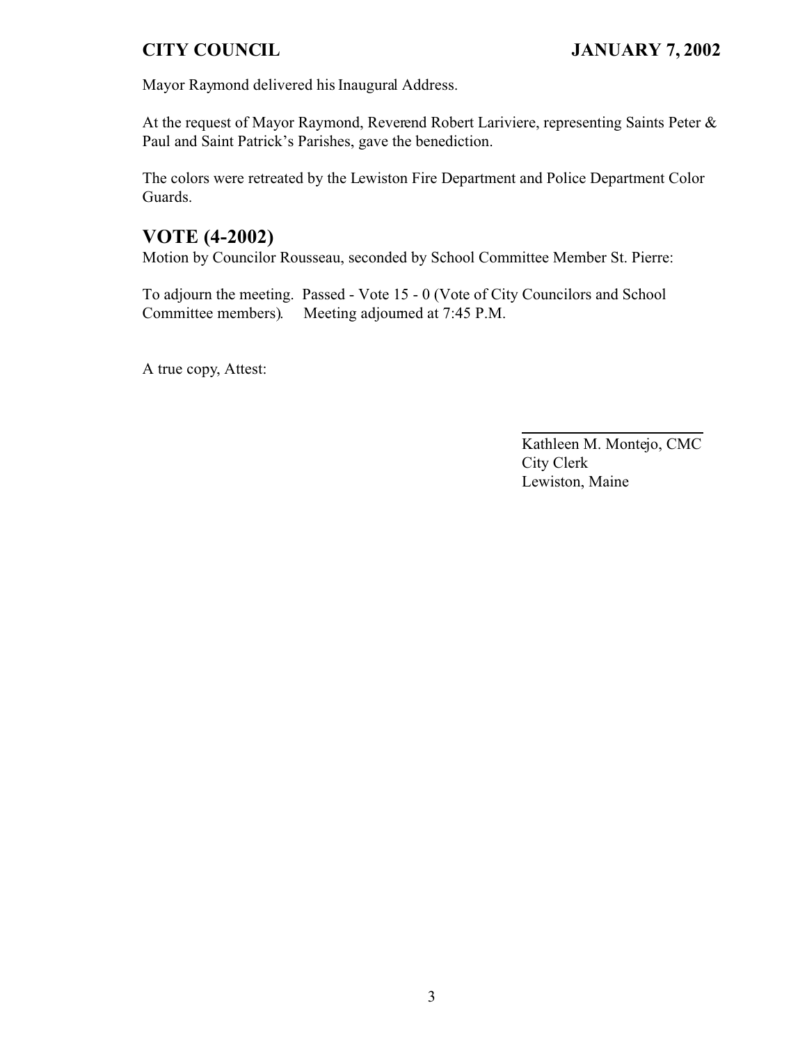Mayor Raymond delivered his Inaugural Address.

At the request of Mayor Raymond, Reverend Robert Lariviere, representing Saints Peter & Paul and Saint Patrick's Parishes, gave the benediction.

The colors were retreated by the Lewiston Fire Department and Police Department Color Guards.

## VOTE (4-2002)

Motion by Councilor Rousseau, seconded by School Committee Member St. Pierre:

To adjourn the meeting. Passed - Vote 15 - 0 (Vote of City Councilors and School Committee members). Meeting adjourned at 7:45 P.M.

A true copy, Attest:

Kathleen M. Montejo, CMC
City Clerk
Lewiston, Maine